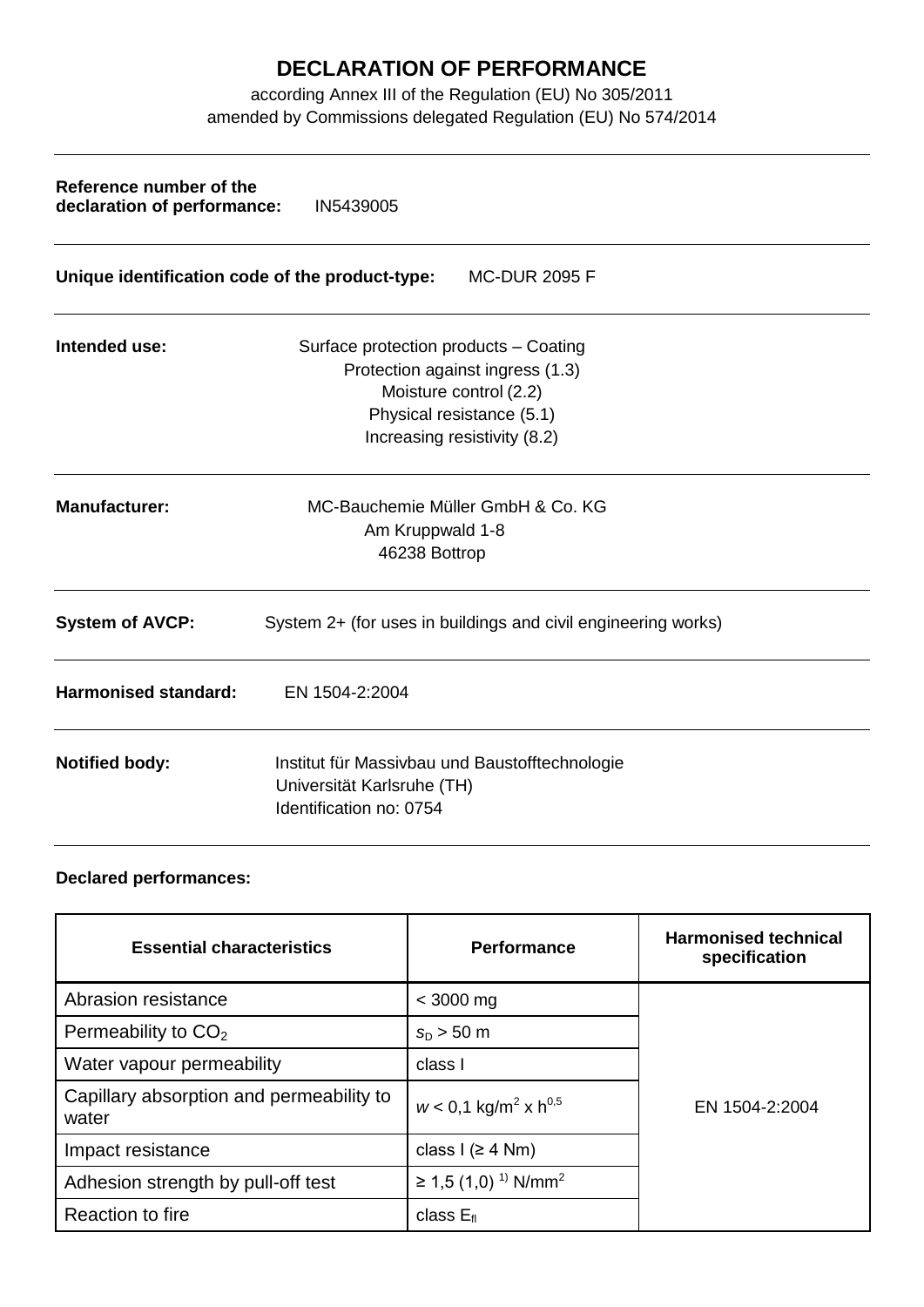# DECLARATION OF PERFORMANCE

according Annex III of the Regulation (EU) No 305/2011
amended by Commissions delegated Regulation (EU) No 574/2014

---

**Reference number of the declaration of performance:** IN5439005

---

**Unique identification code of the product-type:** MC-DUR 2095 F

---

**Intended use:** Surface protection products – Coating
Protection against ingress (1.3)
Moisture control (2.2)
Physical resistance (5.1)
Increasing resistivity (8.2)

---

**Manufacturer:** MC-Bauchemie Müller GmbH & Co. KG
Am Kruppwald 1-8
46238 Bottrop

---

**System of AVCP:** System 2+ (for uses in buildings and civil engineering works)

---

**Harmonised standard:** EN 1504-2:2004

---

**Notified body:** Institut für Massivbau und Baustofftechnologie
Universität Karlsruhe (TH)
Identification no: 0754

---

**Declared performances:**

| Essential characteristics | Performance | Harmonised technical specification |
|---|---|---|
| Abrasion resistance | < 3000 mg | EN 1504-2:2004 |
| Permeability to $CO_2$ | $s_D > 50$ m | |
| Water vapour permeability | class I | |
| Capillary absorption and permeability to water | $w < 0{,}1$ kg/m$^2$ x h$^{0,5}$ | |
| Impact resistance | class I (≥ 4 Nm) | |
| Adhesion strength by pull-off test | ≥ 1,5 (1,0) [1)] N/mm$^2$ | |
| Reaction to fire | class $E_{fl}$ | |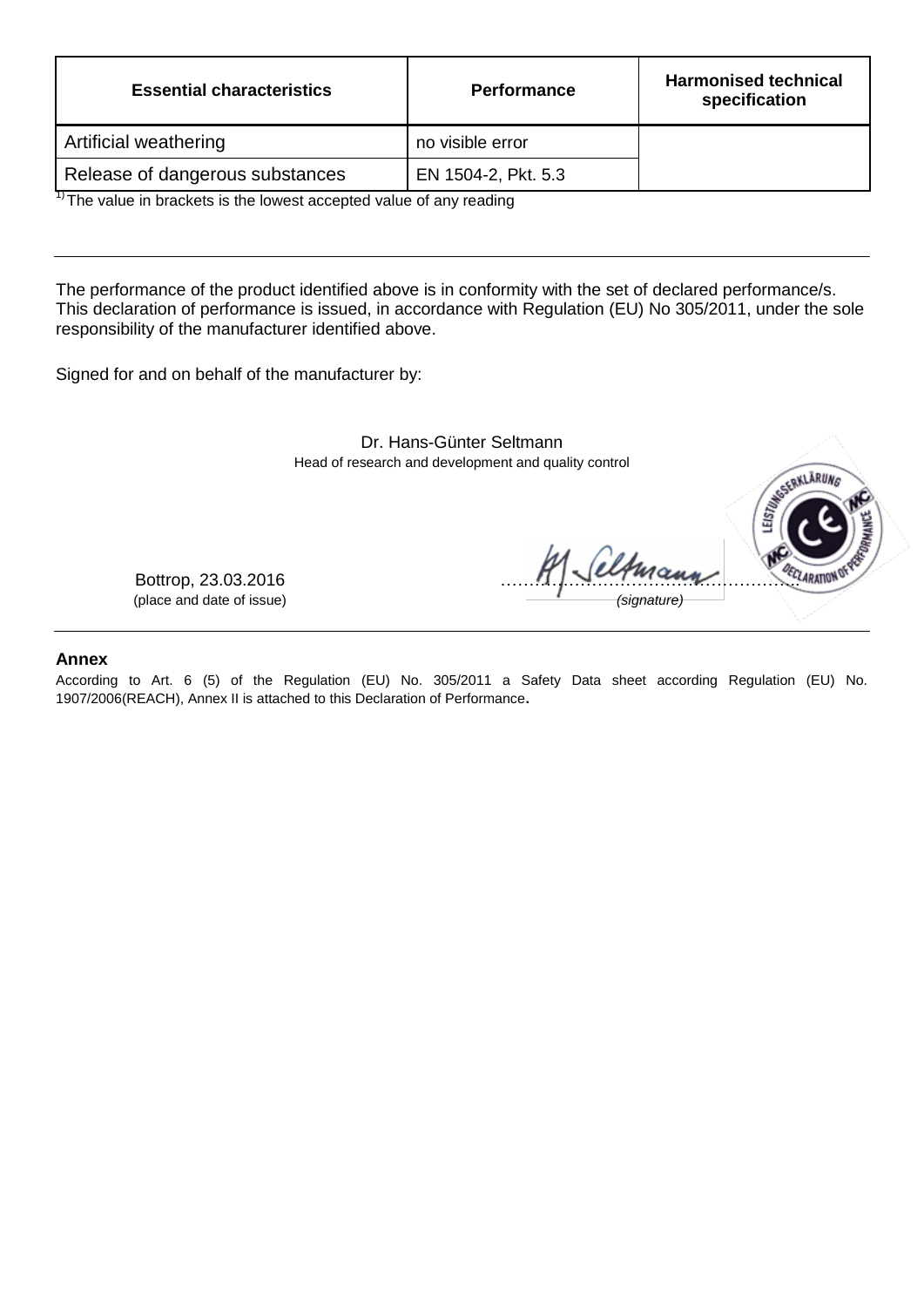| Essential characteristics | Performance | Harmonised technical specification |
|---|---|---|
| Artificial weathering | no visible error | |
| Release of dangerous substances | EN 1504-2, Pkt. 5.3 | |

[1)] The value in brackets is the lowest accepted value of any reading

---

The performance of the product identified above is in conformity with the set of declared performance/s. This declaration of performance is issued, in accordance with Regulation (EU) No 305/2011, under the sole responsibility of the manufacturer identified above.

Signed for and on behalf of the manufacturer by:

Dr. Hans-Günter Seltmann
Head of research and development and quality control

Bottrop, 23.03.2016
(place and date of issue)

*(signature)*

---

**Annex**

According to Art. 6 (5) of the Regulation (EU) No. 305/2011 a Safety Data sheet according Regulation (EU) No. 1907/2006(REACH), Annex II is attached to this Declaration of Performance**.**